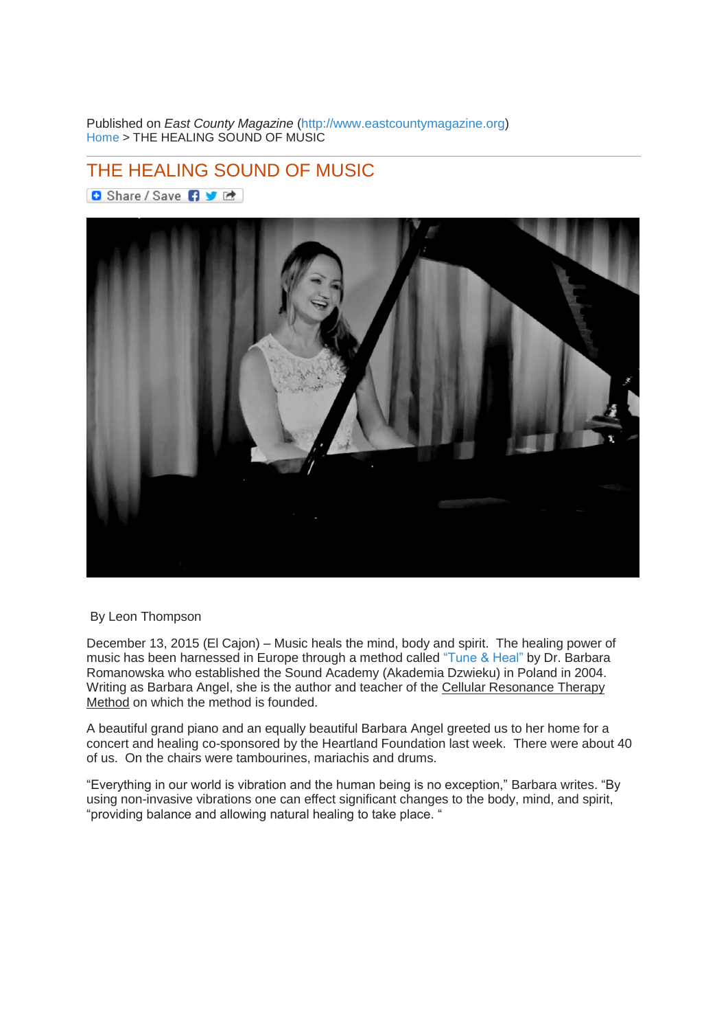Published on *East County Magazine* (http://www.eastcountymagazine.org)
Home > THE HEALING SOUND OF MUSIC

# THE HEALING SOUND OF MUSIC

Share / Save

By Leon Thompson

December 13, 2015 (El Cajon) – Music heals the mind, body and spirit. The healing power of music has been harnessed in Europe through a method called "Tune & Heal" by Dr. Barbara Romanowska who established the Sound Academy (Akademia Dzwieku) in Poland in 2004. Writing as Barbara Angel, she is the author and teacher of the Cellular Resonance Therapy Method on which the method is founded.

A beautiful grand piano and an equally beautiful Barbara Angel greeted us to her home for a concert and healing co-sponsored by the Heartland Foundation last week. There were about 40 of us. On the chairs were tambourines, mariachis and drums.

"Everything in our world is vibration and the human being is no exception," Barbara writes. "By using non-invasive vibrations one can effect significant changes to the body, mind, and spirit, "providing balance and allowing natural healing to take place. "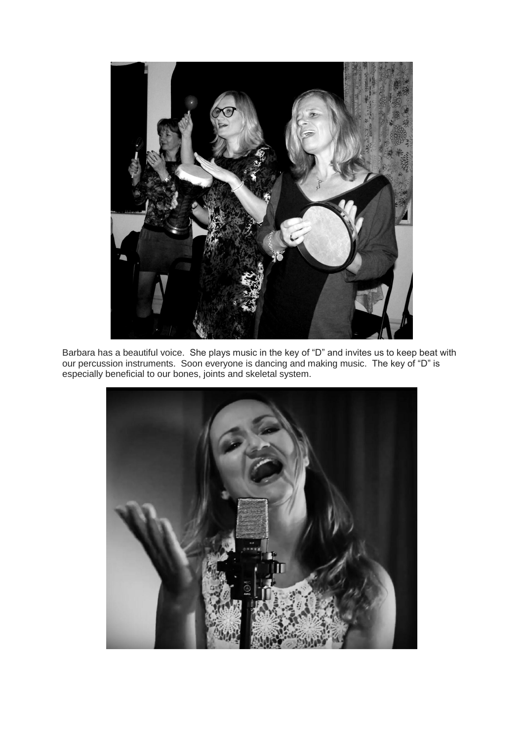Barbara has a beautiful voice. She plays music in the key of "D" and invites us to keep beat with our percussion instruments. Soon everyone is dancing and making music. The key of "D" is especially beneficial to our bones, joints and skeletal system.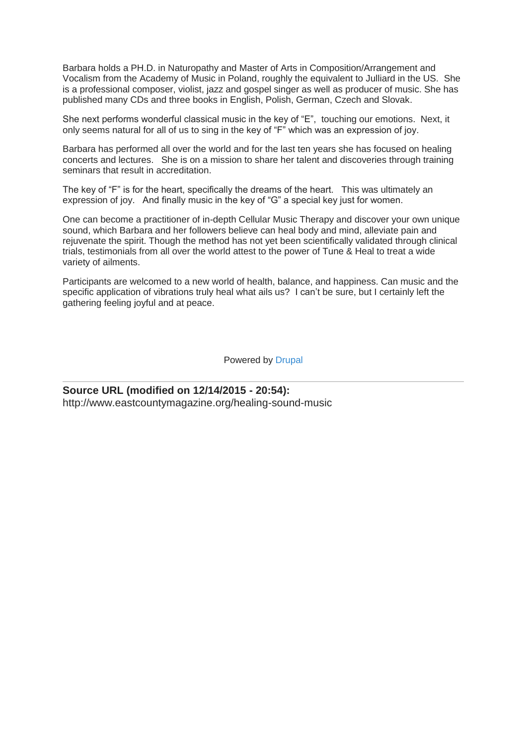Barbara holds a PH.D. in Naturopathy and Master of Arts in Composition/Arrangement and Vocalism from the Academy of Music in Poland, roughly the equivalent to Julliard in the US. She is a professional composer, violist, jazz and gospel singer as well as producer of music. She has published many CDs and three books in English, Polish, German, Czech and Slovak.

She next performs wonderful classical music in the key of "E", touching our emotions. Next, it only seems natural for all of us to sing in the key of "F" which was an expression of joy.

Barbara has performed all over the world and for the last ten years she has focused on healing concerts and lectures. She is on a mission to share her talent and discoveries through training seminars that result in accreditation.

The key of "F" is for the heart, specifically the dreams of the heart. This was ultimately an expression of joy. And finally music in the key of "G" a special key just for women.

One can become a practitioner of in-depth Cellular Music Therapy and discover your own unique sound, which Barbara and her followers believe can heal body and mind, alleviate pain and rejuvenate the spirit. Though the method has not yet been scientifically validated through clinical trials, testimonials from all over the world attest to the power of Tune & Heal to treat a wide variety of ailments.

Participants are welcomed to a new world of health, balance, and happiness. Can music and the specific application of vibrations truly heal what ails us? I can't be sure, but I certainly left the gathering feeling joyful and at peace.

Powered by Drupal

---

**Source URL (modified on 12/14/2015 - 20:54):** http://www.eastcountymagazine.org/healing-sound-music